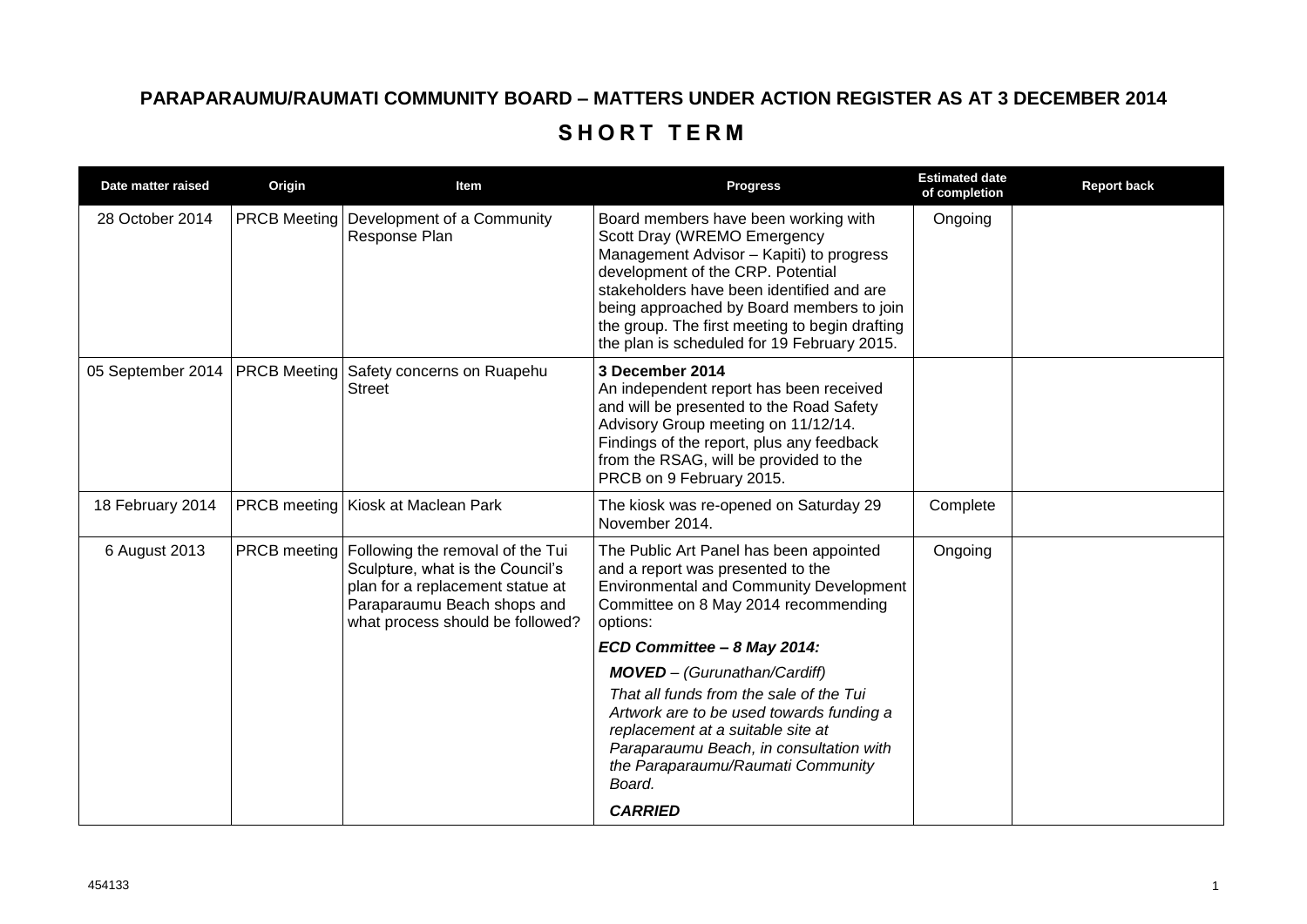# PARAPARAUMU/RAUMATI COMMUNITY BOARD – MATTERS UNDER ACTION REGISTER AS AT 3 DECEMBER 2014

## SHORT TERM

| Date matter raised | Origin | Item | Progress | Estimated date of completion | Report back |
|---|---|---|---|---|---|
| 28 October 2014 | PRCB Meeting | Development of a Community Response Plan | Board members have been working with Scott Dray (WREMO Emergency Management Advisor – Kapiti) to progress development of the CRP. Potential stakeholders have been identified and are being approached by Board members to join the group. The first meeting to begin drafting the plan is scheduled for 19 February 2015. | Ongoing | |
| 05 September 2014 | PRCB Meeting | Safety concerns on Ruapehu Street | **3 December 2014**<br>An independent report has been received and will be presented to the Road Safety Advisory Group meeting on 11/12/14. Findings of the report, plus any feedback from the RSAG, will be provided to the PRCB on 9 February 2015. | | |
| 18 February 2014 | PRCB meeting | Kiosk at Maclean Park | The kiosk was re-opened on Saturday 29 November 2014. | Complete | |
| 6 August 2013 | PRCB meeting | Following the removal of the Tui Sculpture, what is the Council's plan for a replacement statue at Paraparaumu Beach shops and what process should be followed? | The Public Art Panel has been appointed and a report was presented to the Environmental and Community Development Committee on 8 May 2014 recommending options:<br>***ECD Committee – 8 May 2014:***<br>***MOVED*** *– (Gurunathan/Cardiff)*<br>*That all funds from the sale of the Tui Artwork are to be used towards funding a replacement at a suitable site at Paraparaumu Beach, in consultation with the Paraparaumu/Raumati Community Board.*<br>***CARRIED*** | Ongoing | |

454133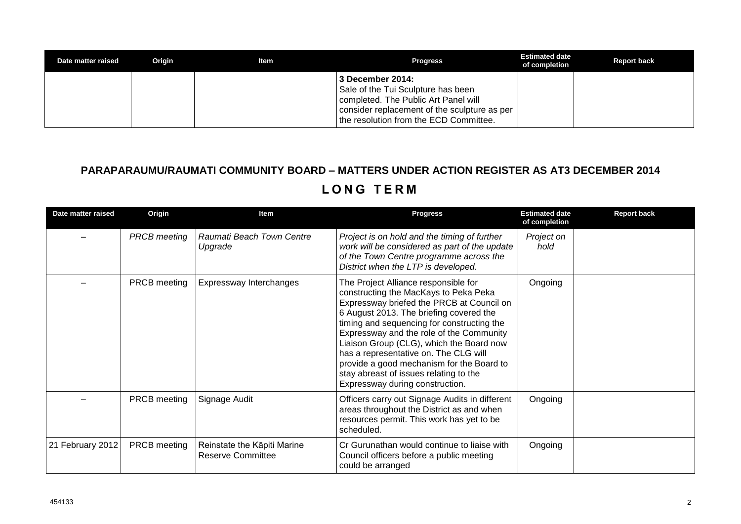| Date matter raised | Origin | Item | Progress | Estimated date of completion | Report back |
|---|---|---|---|---|---|
| | | | **3 December 2014:** Sale of the Tui Sculpture has been completed. The Public Art Panel will consider replacement of the sculpture as per the resolution from the ECD Committee. | | |

## PARAPARAUMU/RAUMATI COMMUNITY BOARD – MATTERS UNDER ACTION REGISTER AS AT3 DECEMBER 2014

## LONG TERM

| Date matter raised | Origin | Item | Progress | Estimated date of completion | Report back |
|---|---|---|---|---|---|
| – | *PRCB meeting* | *Raumati Beach Town Centre Upgrade* | *Project is on hold and the timing of further work will be considered as part of the update of the Town Centre programme across the District when the LTP is developed.* | *Project on hold* | |
| – | PRCB meeting | Expressway Interchanges | The Project Alliance responsible for constructing the MacKays to Peka Peka Expressway briefed the PRCB at Council on 6 August 2013. The briefing covered the timing and sequencing for constructing the Expressway and the role of the Community Liaison Group (CLG), which the Board now has a representative on. The CLG will provide a good mechanism for the Board to stay abreast of issues relating to the Expressway during construction. | Ongoing | |
| – | PRCB meeting | Signage Audit | Officers carry out Signage Audits in different areas throughout the District as and when resources permit. This work has yet to be scheduled. | Ongoing | |
| 21 February 2012 | PRCB meeting | Reinstate the Kāpiti Marine Reserve Committee | Cr Gurunathan would continue to liaise with Council officers before a public meeting could be arranged | Ongoing | |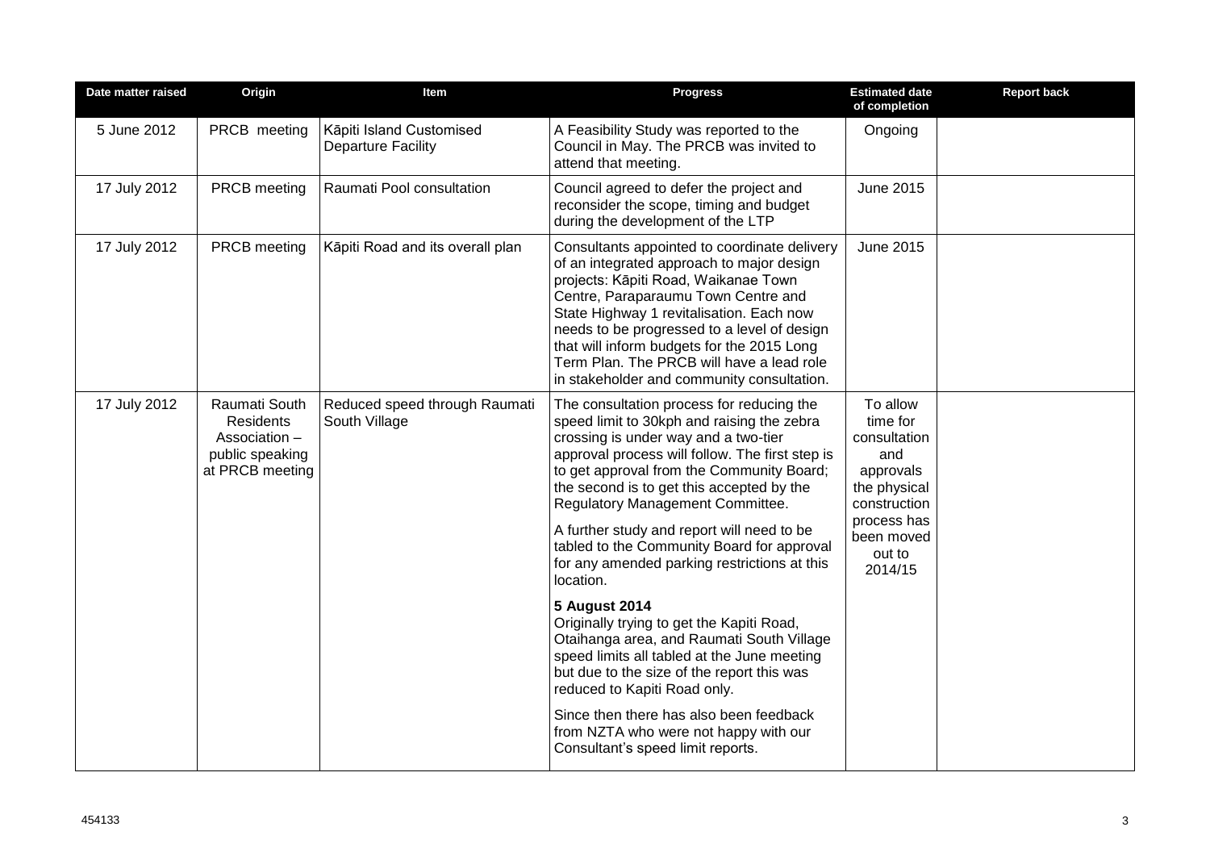| Date matter raised | Origin | Item | Progress | Estimated date of completion | Report back |
|---|---|---|---|---|---|
| 5 June 2012 | PRCB meeting | Kāpiti Island Customised Departure Facility | A Feasibility Study was reported to the Council in May. The PRCB was invited to attend that meeting. | Ongoing | |
| 17 July 2012 | PRCB meeting | Raumati Pool consultation | Council agreed to defer the project and reconsider the scope, timing and budget during the development of the LTP | June 2015 | |
| 17 July 2012 | PRCB meeting | Kāpiti Road and its overall plan | Consultants appointed to coordinate delivery of an integrated approach to major design projects: Kāpiti Road, Waikanae Town Centre, Paraparaumu Town Centre and State Highway 1 revitalisation. Each now needs to be progressed to a level of design that will inform budgets for the 2015 Long Term Plan. The PRCB will have a lead role in stakeholder and community consultation. | June 2015 | |
| 17 July 2012 | Raumati South Residents Association – public speaking at PRCB meeting | Reduced speed through Raumati South Village | The consultation process for reducing the speed limit to 30kph and raising the zebra crossing is under way and a two-tier approval process will follow. The first step is to get approval from the Community Board; the second is to get this accepted by the Regulatory Management Committee.<br><br>A further study and report will need to be tabled to the Community Board for approval for any amended parking restrictions at this location.<br><br>**5 August 2014**<br>Originally trying to get the Kapiti Road, Otaihanga area, and Raumati South Village speed limits all tabled at the June meeting but due to the size of the report this was reduced to Kapiti Road only.<br><br>Since then there has also been feedback from NZTA who were not happy with our Consultant's speed limit reports. | To allow time for consultation and approvals the physical construction process has been moved out to 2014/15 | |

454133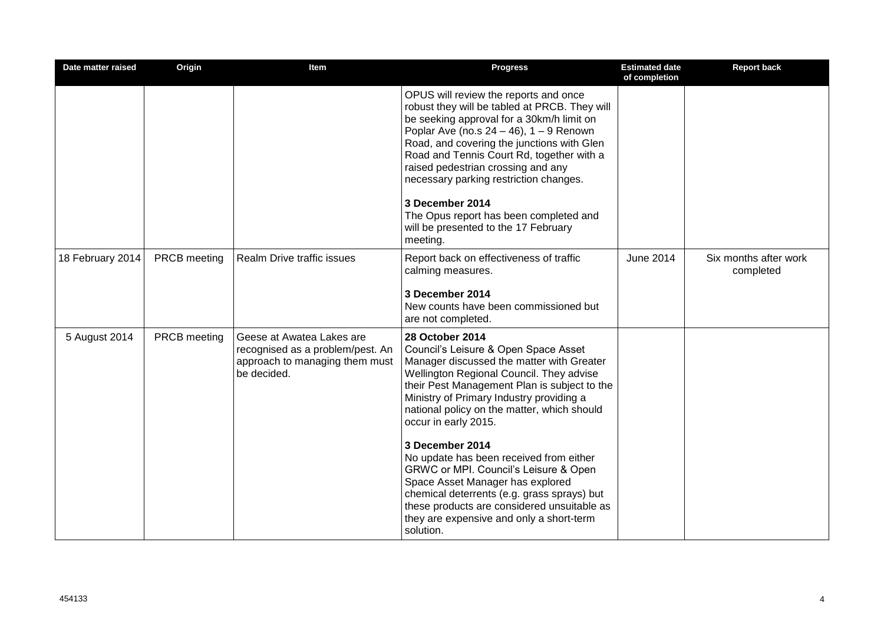| Date matter raised | Origin | Item | Progress | Estimated date of completion | Report back |
|---|---|---|---|---|---|
| | | | OPUS will review the reports and once robust they will be tabled at PRCB. They will be seeking approval for a 30km/h limit on Poplar Ave (no.s 24 – 46), 1 – 9 Renown Road, and covering the junctions with Glen Road and Tennis Court Rd, together with a raised pedestrian crossing and any necessary parking restriction changes.<br><br>**3 December 2014**<br>The Opus report has been completed and will be presented to the 17 February meeting. | | |
| 18 February 2014 | PRCB meeting | Realm Drive traffic issues | Report back on effectiveness of traffic calming measures.<br><br>**3 December 2014**<br>New counts have been commissioned but are not completed. | June 2014 | Six months after work completed |
| 5 August 2014 | PRCB meeting | Geese at Awatea Lakes are recognised as a problem/pest. An approach to managing them must be decided. | **28 October 2014**<br>Council's Leisure & Open Space Asset Manager discussed the matter with Greater Wellington Regional Council. They advise their Pest Management Plan is subject to the Ministry of Primary Industry providing a national policy on the matter, which should occur in early 2015.<br><br>**3 December 2014**<br>No update has been received from either GRWC or MPI. Council's Leisure & Open Space Asset Manager has explored chemical deterrents (e.g. grass sprays) but these products are considered unsuitable as they are expensive and only a short-term solution. | | |

454133